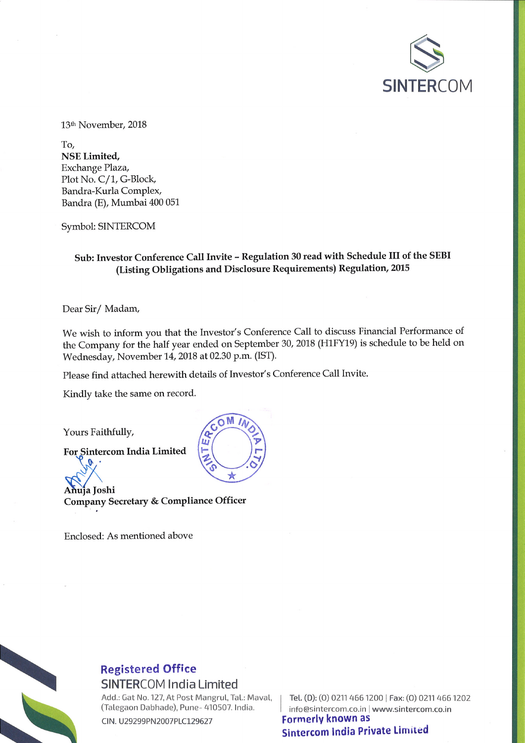SINTERCOM

13th November, 2018

To,
**NSE Limited,**
Exchange Plaza,
Plot No. C/1, G-Block,
Bandra-Kurla Complex,
Bandra (E), Mumbai 400 051

Symbol: SINTERCOM

**Sub: Investor Conference Call Invite – Regulation 30 read with Schedule III of the SEBI (Listing Obligations and Disclosure Requirements) Regulation, 2015**

Dear Sir/ Madam,

We wish to inform you that the Investor's Conference Call to discuss Financial Performance of the Company for the half year ended on September 30, 2018 (H1FY19) is schedule to be held on Wednesday, November 14, 2018 at 02.30 p.m. (IST).

Please find attached herewith details of Investor's Conference Call Invite.

Kindly take the same on record.

Yours Faithfully,

**For Sintercom India Limited**

**Anuja Joshi**
**Company Secretary & Compliance Officer**

Enclosed: As mentioned above

**Registered Office**
SINTERCOM India Limited
Add.: Gat No. 127, At Post Mangrul, Tal.: Maval, (Talegaon Dabhade), Pune- 410507. India.
CIN. U29299PN2007PLC129627
Tel. (D): (O) 0211 466 1200 | Fax: (O) 0211 466 1202
info@sintercom.co.in | www.sintercom.co.in
Formerly known as
Sintercom India Private Limited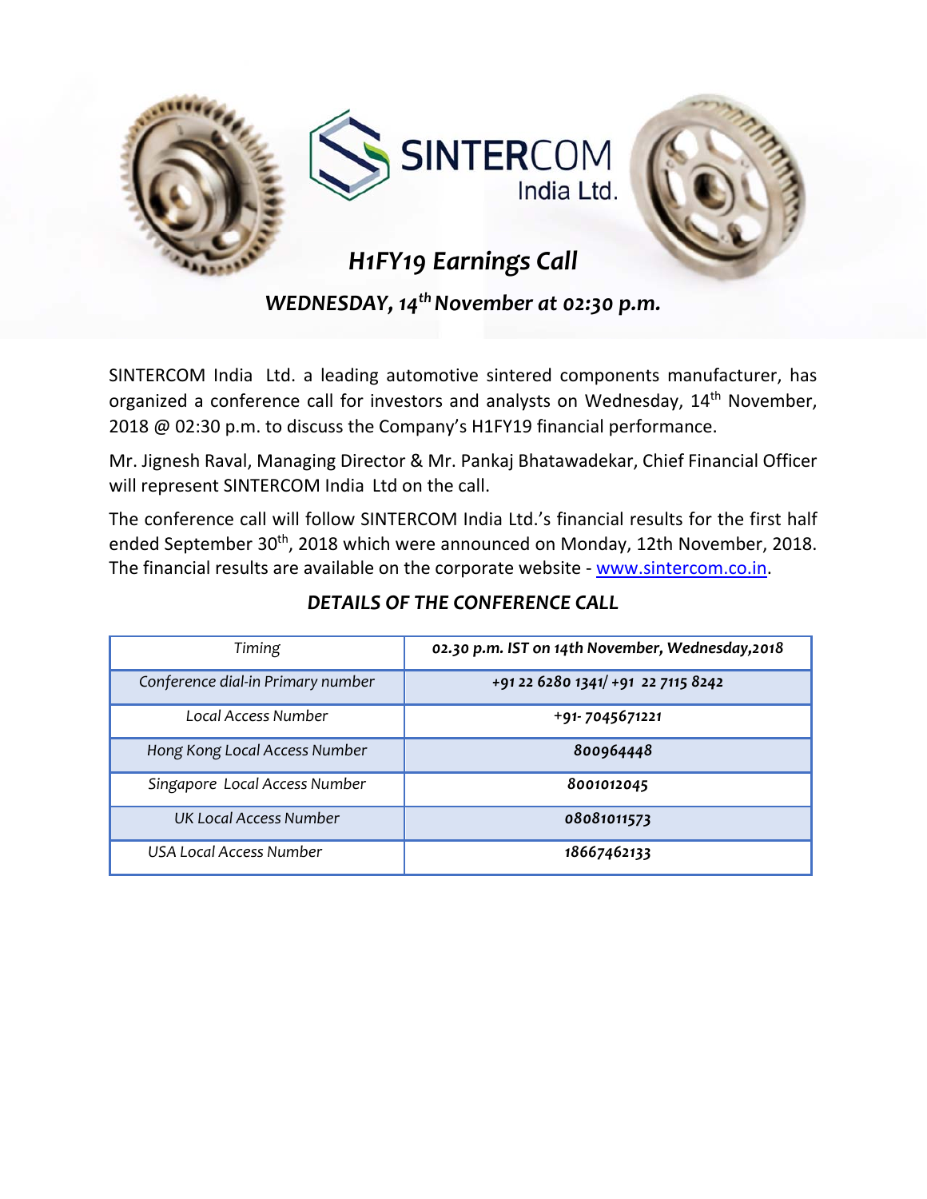SINTERCOM India Ltd.

# *H1FY19 Earnings Call*

## *WEDNESDAY, 14th November at 02:30 p.m.*

SINTERCOM India Ltd. a leading automotive sintered components manufacturer, has organized a conference call for investors and analysts on Wednesday, 14th November, 2018 @ 02:30 p.m. to discuss the Company's H1FY19 financial performance.

Mr. Jignesh Raval, Managing Director & Mr. Pankaj Bhatawadekar, Chief Financial Officer will represent SINTERCOM India Ltd on the call.

The conference call will follow SINTERCOM India Ltd.'s financial results for the first half ended September 30th, 2018 which were announced on Monday, 12th November, 2018. The financial results are available on the corporate website - www.sintercom.co.in.

### *DETAILS OF THE CONFERENCE CALL*

| *Timing* | ***02.30 p.m. IST on 14th November, Wednesday,2018*** |
|---|---|
| *Conference dial-in Primary number* | ***+91 22 6280 1341/ +91 22 7115 8242*** |
| *Local Access Number* | ***+91- 7045671221*** |
| *Hong Kong Local Access Number* | ***800964448*** |
| *Singapore Local Access Number* | ***8001012045*** |
| *UK Local Access Number* | ***08081011573*** |
| *USA Local Access Number* | ***18667462133*** |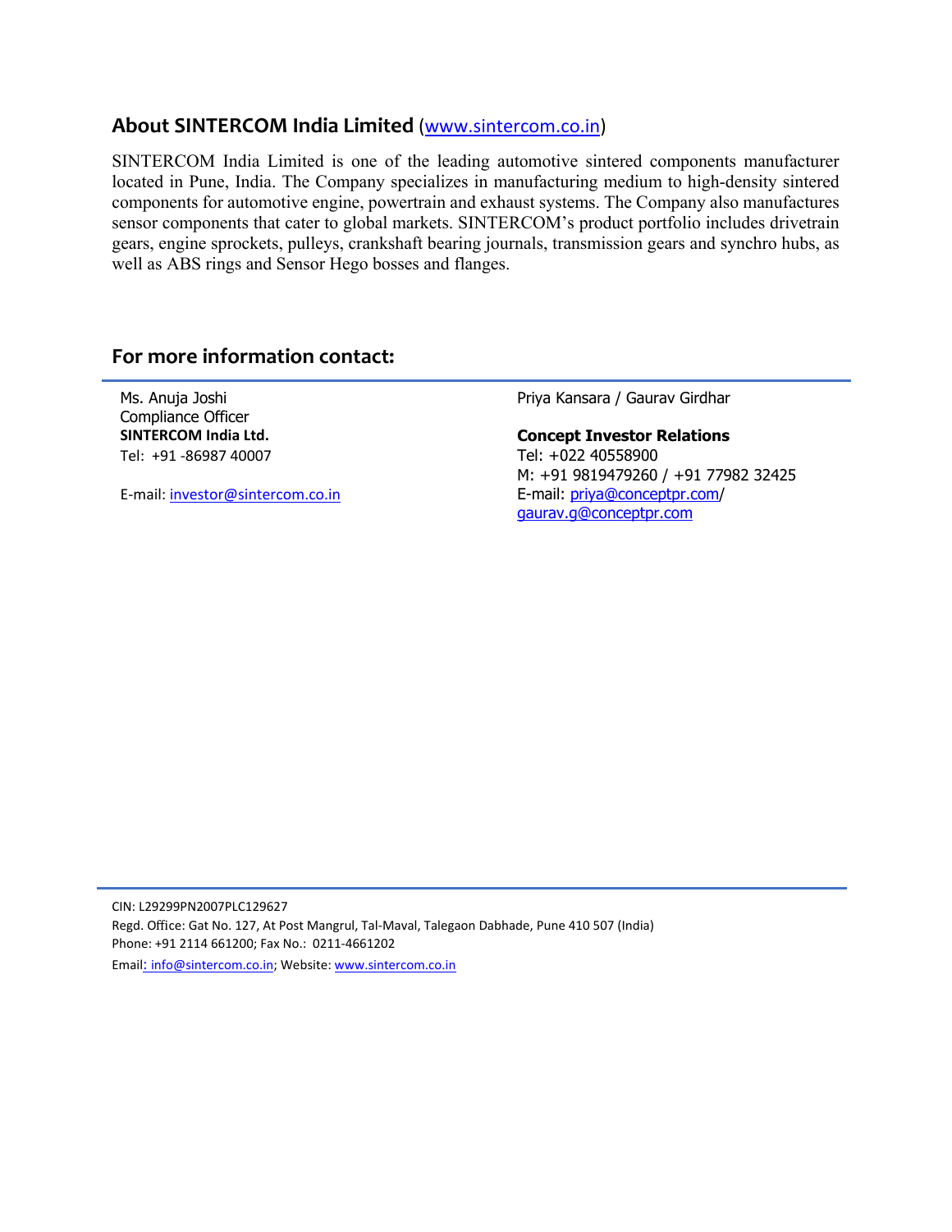## About SINTERCOM India Limited (www.sintercom.co.in)

SINTERCOM India Limited is one of the leading automotive sintered components manufacturer located in Pune, India. The Company specializes in manufacturing medium to high-density sintered components for automotive engine, powertrain and exhaust systems. The Company also manufactures sensor components that cater to global markets. SINTERCOM's product portfolio includes drivetrain gears, engine sprockets, pulleys, crankshaft bearing journals, transmission gears and synchro hubs, as well as ABS rings and Sensor Hego bosses and flanges.

## For more information contact:

Ms. Anuja Joshi
Compliance Officer
**SINTERCOM India Ltd.**
Tel: +91 -86987 40007

E-mail: investor@sintercom.co.in

Priya Kansara / Gaurav Girdhar

**Concept Investor Relations**
Tel: +022 40558900
M: +91 9819479260 / +91 77982 32425
E-mail: priya@conceptpr.com/ gaurav.g@conceptpr.com

CIN: L29299PN2007PLC129627
Regd. Office: Gat No. 127, At Post Mangrul, Tal-Maval, Talegaon Dabhade, Pune 410 507 (India)
Phone: +91 2114 661200; Fax No.: 0211-4661202
Email: info@sintercom.co.in; Website: www.sintercom.co.in